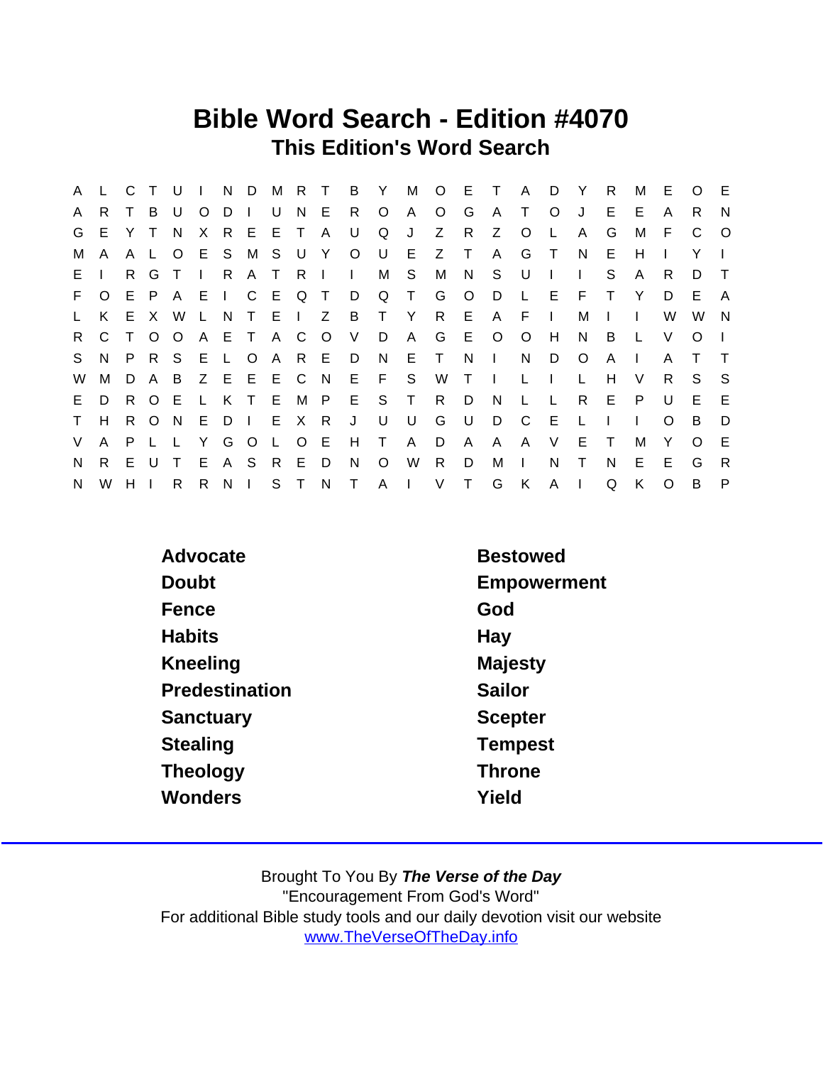# Bible Word Search - Edition #4070

## This Edition's Word Search

```
A L C T U I N D M R T B Y M O E T A D Y R M E O E
A R T B U O D I U N E R O A O G A T O J E E A R N
G E Y T N X R E E T A U Q J Z R Z O L A G M F C O
M A A L O E S M S U Y O U E Z T A G T N E H I Y I
E I R G T I R A T R I I M S M N S U I I S A R D T
F O E P A E I C E Q T D Q T G O D L E F T Y D E A
L K E X W L N T E I Z B T Y R E A F I M I I W W N
R C T O O A E T A C O V D A G E O O H N B L V O I
S N P R S E L O A R E D N E T N I N D O A I A T T
W M D A B Z E E E C N E F S W T I L I L H V R S S
E D R O E L K T E M P E S T R D N L L R E P U E E
T H R O N E D I E X R J U U G U D C E L I I O B D
V A P L L Y G O L O E H T A D A A A V E T M Y O E
N R E U T E A S R E D N O W R D M I N T N E E G R
N W H I R R N I S T N T A I V T G K A I Q K O B P
```

| | |
|---|---|
| Advocate | Bestowed |
| Doubt | Empowerment |
| Fence | God |
| Habits | Hay |
| Kneeling | Majesty |
| Predestination | Sailor |
| Sanctuary | Scepter |
| Stealing | Tempest |
| Theology | Throne |
| Wonders | Yield |

Brought To You By ***The Verse of the Day***
"Encouragement From God's Word"
For additional Bible study tools and our daily devotion visit our website
www.TheVerseOfTheDay.info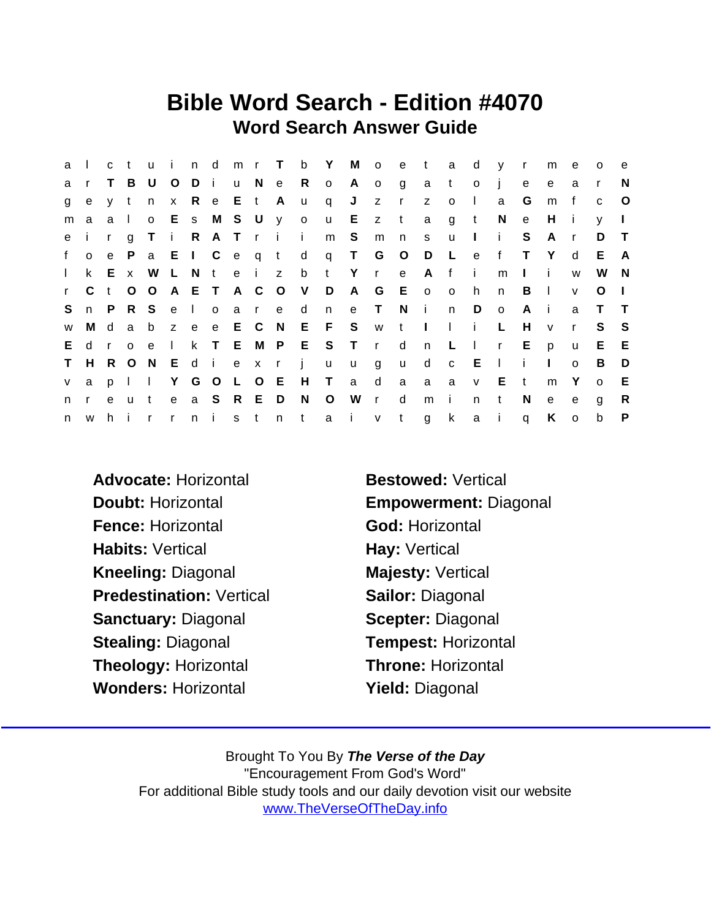# Bible Word Search - Edition #4070

## Word Search Answer Guide

```
a l c t u i n d m r T b Y M o e t a d y r m e o e
a r T B U O D i u N e R o A o g a t o j e e a r N
g e y t n x R e E t A u q J z r z o l a G m f c O
m a a l o E s M S U y o u E z t a g t N e H i y I
e i r g T i R A T r i i m S m n s u I i S A r D T
f o e P a E I C e q t d q T G O D L e f T Y d E A
l k E x W L N t e i z b t Y r e A f i m I i w W N
r C t O O A E T A C O V D A G E o o h n B l v O I
S n P R S e l o a r e d n e T N i n D o A i a T T
w M d a b z e e E C N E F S w t I l i L H v r S S
E d r o e l k T E M P E S T r d n L l r E p u E E
T H R O N E d i e x r j u u g u d c E l i I o B D
v a p l l Y G O L O E H T a d a a a v E t m Y o E
n r e u t e a S R E D N O W r d m i n t N e e g R
n w h i r r n i s t n t a i v t g k a i q K o b P
```

**Advocate:** Horizontal
**Bestowed:** Vertical
**Doubt:** Horizontal
**Empowerment:** Diagonal
**Fence:** Horizontal
**God:** Horizontal
**Habits:** Vertical
**Hay:** Vertical
**Kneeling:** Diagonal
**Majesty:** Vertical
**Predestination:** Vertical
**Sailor:** Diagonal
**Sanctuary:** Diagonal
**Scepter:** Diagonal
**Stealing:** Diagonal
**Tempest:** Horizontal
**Theology:** Horizontal
**Throne:** Horizontal
**Wonders:** Horizontal
**Yield:** Diagonal

Brought To You By ***The Verse of the Day***
"Encouragement From God's Word"
For additional Bible study tools and our daily devotion visit our website
www.TheVerseOfTheDay.info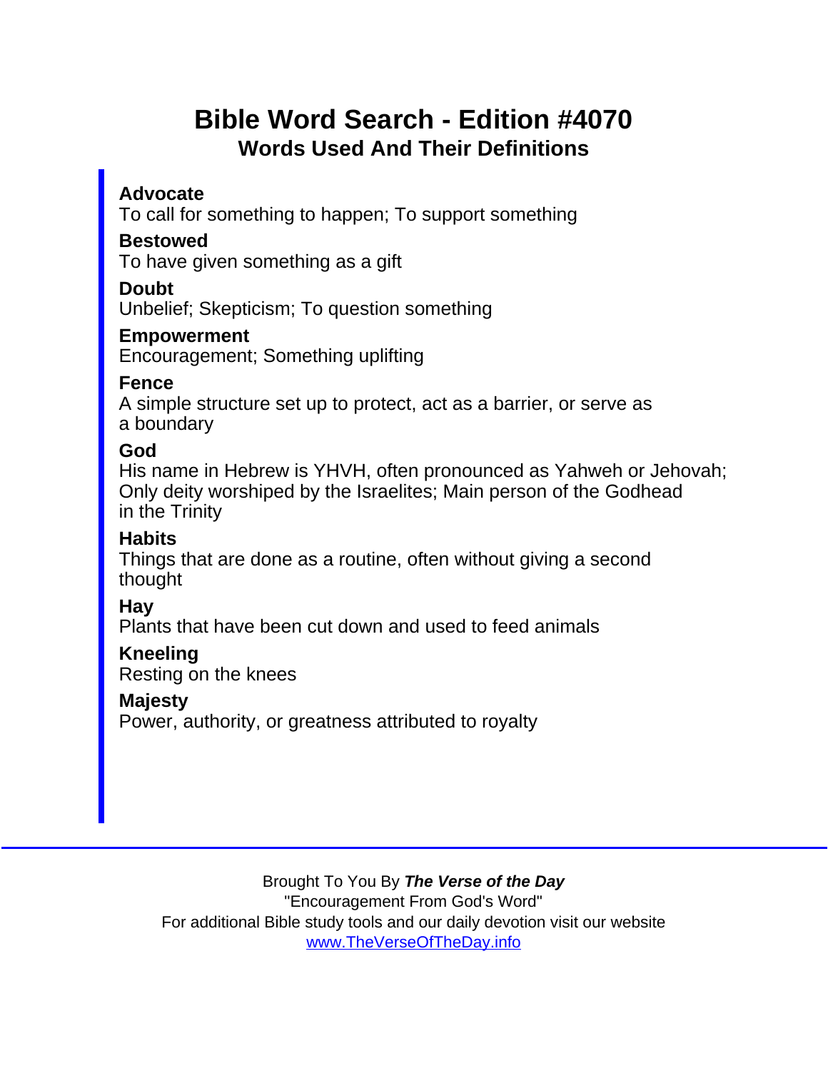# Bible Word Search - Edition #4070

## Words Used And Their Definitions

**Advocate**
To call for something to happen; To support something

**Bestowed**
To have given something as a gift

**Doubt**
Unbelief; Skepticism; To question something

**Empowerment**
Encouragement; Something uplifting

**Fence**
A simple structure set up to protect, act as a barrier, or serve as a boundary

**God**
His name in Hebrew is YHVH, often pronounced as Yahweh or Jehovah; Only deity worshiped by the Israelites; Main person of the Godhead in the Trinity

**Habits**
Things that are done as a routine, often without giving a second thought

**Hay**
Plants that have been cut down and used to feed animals

**Kneeling**
Resting on the knees

**Majesty**
Power, authority, or greatness attributed to royalty

---

Brought To You By ***The Verse of the Day***
"Encouragement From God's Word"
For additional Bible study tools and our daily devotion visit our website
www.TheVerseOfTheDay.info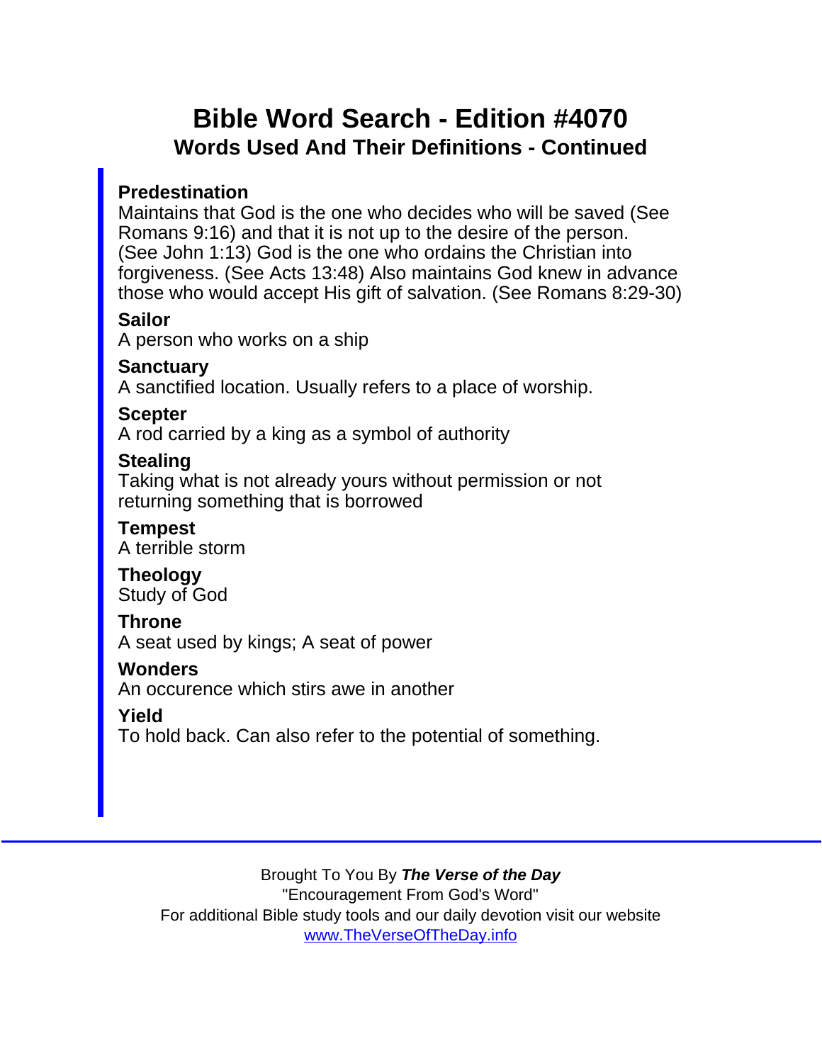# Bible Word Search - Edition #4070

## Words Used And Their Definitions - Continued

**Predestination**
Maintains that God is the one who decides who will be saved (See Romans 9:16) and that it is not up to the desire of the person. (See John 1:13) God is the one who ordains the Christian into forgiveness. (See Acts 13:48) Also maintains God knew in advance those who would accept His gift of salvation. (See Romans 8:29-30)

**Sailor**
A person who works on a ship

**Sanctuary**
A sanctified location. Usually refers to a place of worship.

**Scepter**
A rod carried by a king as a symbol of authority

**Stealing**
Taking what is not already yours without permission or not returning something that is borrowed

**Tempest**
A terrible storm

**Theology**
Study of God

**Throne**
A seat used by kings; A seat of power

**Wonders**
An occurence which stirs awe in another

**Yield**
To hold back. Can also refer to the potential of something.

---

Brought To You By ***The Verse of the Day***
"Encouragement From God's Word"
For additional Bible study tools and our daily devotion visit our website
www.TheVerseOfTheDay.info